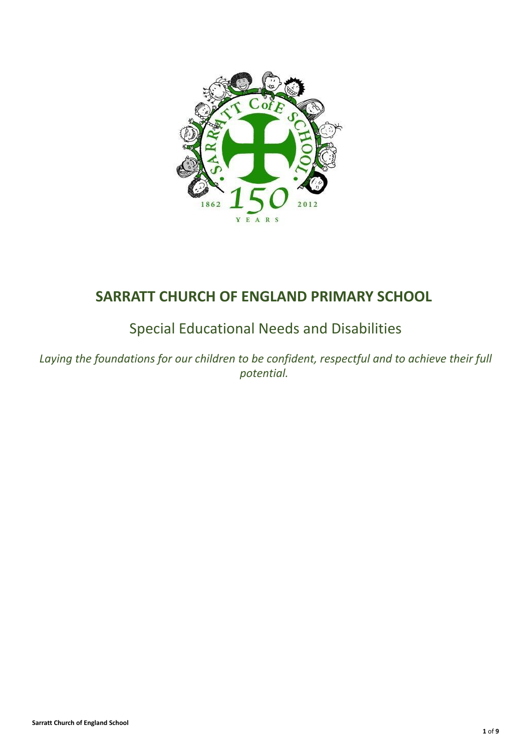# SARRATT CHURCH OF ENGLAND PRIMARY SCHOOL

## Special Educational Needs and Disabilities

*Laying the foundations for our children to be confident, respectful and to achieve their full potential.*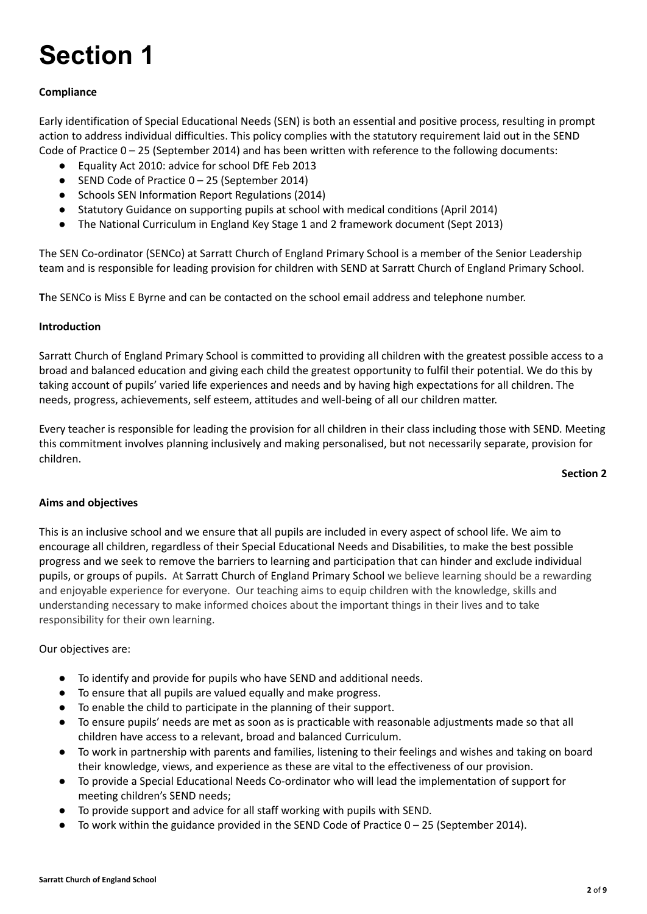# Section 1

**Compliance**

Early identification of Special Educational Needs (SEN) is both an essential and positive process, resulting in prompt action to address individual difficulties. This policy complies with the statutory requirement laid out in the SEND Code of Practice 0 – 25 (September 2014) and has been written with reference to the following documents:

- Equality Act 2010: advice for school DfE Feb 2013
- SEND Code of Practice 0 – 25 (September 2014)
- Schools SEN Information Report Regulations (2014)
- Statutory Guidance on supporting pupils at school with medical conditions (April 2014)
- The National Curriculum in England Key Stage 1 and 2 framework document (Sept 2013)

The SEN Co-ordinator (SENCo) at Sarratt Church of England Primary School is a member of the Senior Leadership team and is responsible for leading provision for children with SEND at Sarratt Church of England Primary School.

**T**he SENCo is Miss E Byrne and can be contacted on the school email address and telephone number.

**Introduction**

Sarratt Church of England Primary School is committed to providing all children with the greatest possible access to a broad and balanced education and giving each child the greatest opportunity to fulfil their potential. We do this by taking account of pupils' varied life experiences and needs and by having high expectations for all children. The needs, progress, achievements, self esteem, attitudes and well-being of all our children matter.

Every teacher is responsible for leading the provision for all children in their class including those with SEND. Meeting this commitment involves planning inclusively and making personalised, but not necessarily separate, provision for children.

**Section 2**

**Aims and objectives**

This is an inclusive school and we ensure that all pupils are included in every aspect of school life. We aim to encourage all children, regardless of their Special Educational Needs and Disabilities, to make the best possible progress and we seek to remove the barriers to learning and participation that can hinder and exclude individual pupils, or groups of pupils. At Sarratt Church of England Primary School we believe learning should be a rewarding and enjoyable experience for everyone. Our teaching aims to equip children with the knowledge, skills and understanding necessary to make informed choices about the important things in their lives and to take responsibility for their own learning.

Our objectives are:

- To identify and provide for pupils who have SEND and additional needs.
- To ensure that all pupils are valued equally and make progress.
- To enable the child to participate in the planning of their support.
- To ensure pupils' needs are met as soon as is practicable with reasonable adjustments made so that all children have access to a relevant, broad and balanced Curriculum.
- To work in partnership with parents and families, listening to their feelings and wishes and taking on board their knowledge, views, and experience as these are vital to the effectiveness of our provision.
- To provide a Special Educational Needs Co-ordinator who will lead the implementation of support for meeting children's SEND needs;
- To provide support and advice for all staff working with pupils with SEND.
- To work within the guidance provided in the SEND Code of Practice 0 – 25 (September 2014).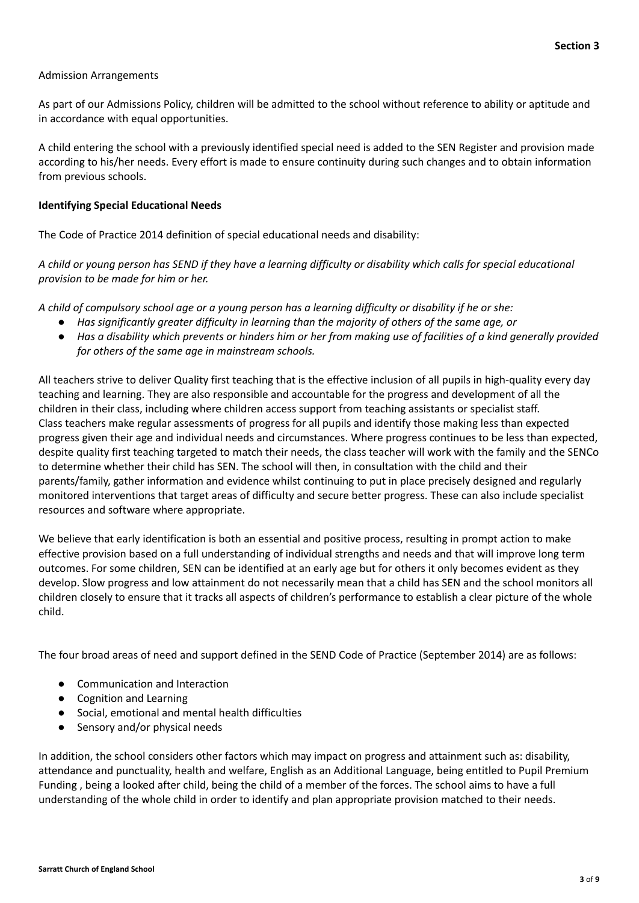Admission Arrangements

As part of our Admissions Policy, children will be admitted to the school without reference to ability or aptitude and in accordance with equal opportunities.

A child entering the school with a previously identified special need is added to the SEN Register and provision made according to his/her needs. Every effort is made to ensure continuity during such changes and to obtain information from previous schools.

**Identifying Special Educational Needs**

The Code of Practice 2014 definition of special educational needs and disability:

*A child or young person has SEND if they have a learning difficulty or disability which calls for special educational provision to be made for him or her.*

*A child of compulsory school age or a young person has a learning difficulty or disability if he or she:*

- *Has significantly greater difficulty in learning than the majority of others of the same age, or*
- *Has a disability which prevents or hinders him or her from making use of facilities of a kind generally provided for others of the same age in mainstream schools.*

All teachers strive to deliver Quality first teaching that is the effective inclusion of all pupils in high-quality every day teaching and learning. They are also responsible and accountable for the progress and development of all the children in their class, including where children access support from teaching assistants or specialist staff. Class teachers make regular assessments of progress for all pupils and identify those making less than expected progress given their age and individual needs and circumstances. Where progress continues to be less than expected, despite quality first teaching targeted to match their needs, the class teacher will work with the family and the SENCo to determine whether their child has SEN. The school will then, in consultation with the child and their parents/family, gather information and evidence whilst continuing to put in place precisely designed and regularly monitored interventions that target areas of difficulty and secure better progress. These can also include specialist resources and software where appropriate.

We believe that early identification is both an essential and positive process, resulting in prompt action to make effective provision based on a full understanding of individual strengths and needs and that will improve long term outcomes. For some children, SEN can be identified at an early age but for others it only becomes evident as they develop. Slow progress and low attainment do not necessarily mean that a child has SEN and the school monitors all children closely to ensure that it tracks all aspects of children's performance to establish a clear picture of the whole child.

The four broad areas of need and support defined in the SEND Code of Practice (September 2014) are as follows:

- Communication and Interaction
- Cognition and Learning
- Social, emotional and mental health difficulties
- Sensory and/or physical needs

In addition, the school considers other factors which may impact on progress and attainment such as: disability, attendance and punctuality, health and welfare, English as an Additional Language, being entitled to Pupil Premium Funding , being a looked after child, being the child of a member of the forces. The school aims to have a full understanding of the whole child in order to identify and plan appropriate provision matched to their needs.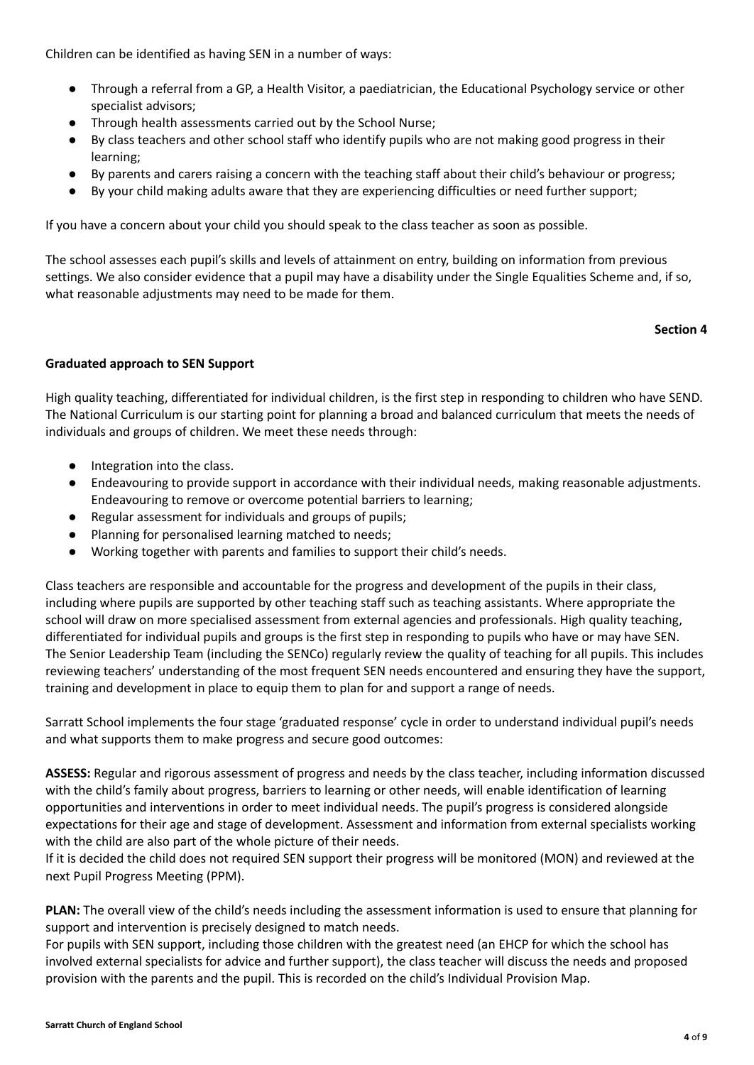Children can be identified as having SEN in a number of ways:

- Through a referral from a GP, a Health Visitor, a paediatrician, the Educational Psychology service or other specialist advisors;
- Through health assessments carried out by the School Nurse;
- By class teachers and other school staff who identify pupils who are not making good progress in their learning;
- By parents and carers raising a concern with the teaching staff about their child's behaviour or progress;
- By your child making adults aware that they are experiencing difficulties or need further support;

If you have a concern about your child you should speak to the class teacher as soon as possible.

The school assesses each pupil's skills and levels of attainment on entry, building on information from previous settings. We also consider evidence that a pupil may have a disability under the Single Equalities Scheme and, if so, what reasonable adjustments may need to be made for them.

**Section 4**

**Graduated approach to SEN Support**

High quality teaching, differentiated for individual children, is the first step in responding to children who have SEND. The National Curriculum is our starting point for planning a broad and balanced curriculum that meets the needs of individuals and groups of children. We meet these needs through:

- Integration into the class.
- Endeavouring to provide support in accordance with their individual needs, making reasonable adjustments. Endeavouring to remove or overcome potential barriers to learning;
- Regular assessment for individuals and groups of pupils;
- Planning for personalised learning matched to needs;
- Working together with parents and families to support their child's needs.

Class teachers are responsible and accountable for the progress and development of the pupils in their class, including where pupils are supported by other teaching staff such as teaching assistants. Where appropriate the school will draw on more specialised assessment from external agencies and professionals. High quality teaching, differentiated for individual pupils and groups is the first step in responding to pupils who have or may have SEN. The Senior Leadership Team (including the SENCo) regularly review the quality of teaching for all pupils. This includes reviewing teachers' understanding of the most frequent SEN needs encountered and ensuring they have the support, training and development in place to equip them to plan for and support a range of needs.

Sarratt School implements the four stage 'graduated response' cycle in order to understand individual pupil's needs and what supports them to make progress and secure good outcomes:

**ASSESS:** Regular and rigorous assessment of progress and needs by the class teacher, including information discussed with the child's family about progress, barriers to learning or other needs, will enable identification of learning opportunities and interventions in order to meet individual needs. The pupil's progress is considered alongside expectations for their age and stage of development. Assessment and information from external specialists working with the child are also part of the whole picture of their needs.
If it is decided the child does not required SEN support their progress will be monitored (MON) and reviewed at the next Pupil Progress Meeting (PPM).

**PLAN:** The overall view of the child's needs including the assessment information is used to ensure that planning for support and intervention is precisely designed to match needs.
For pupils with SEN support, including those children with the greatest need (an EHCP for which the school has involved external specialists for advice and further support), the class teacher will discuss the needs and proposed provision with the parents and the pupil. This is recorded on the child's Individual Provision Map.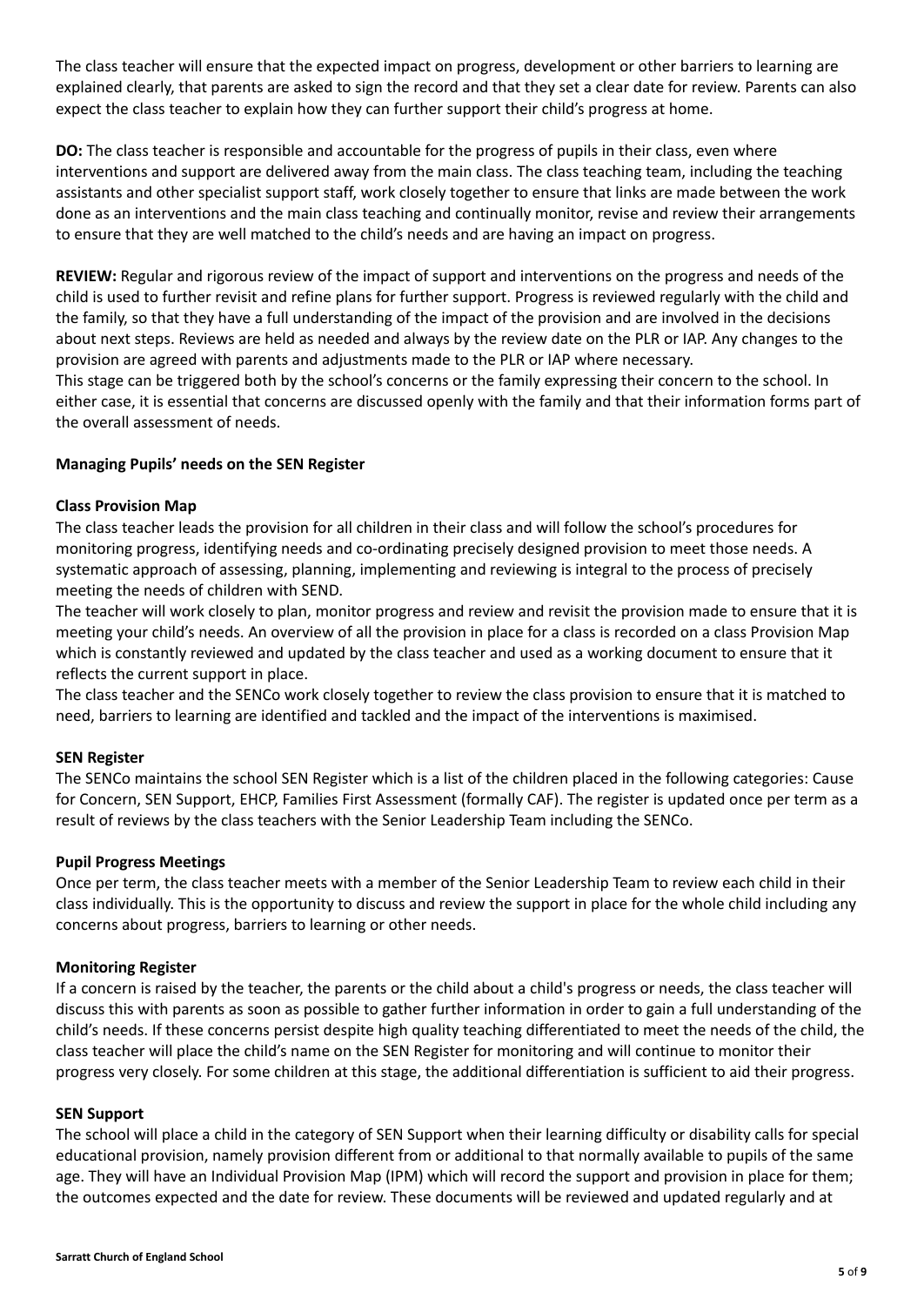The class teacher will ensure that the expected impact on progress, development or other barriers to learning are explained clearly, that parents are asked to sign the record and that they set a clear date for review. Parents can also expect the class teacher to explain how they can further support their child's progress at home.

**DO:** The class teacher is responsible and accountable for the progress of pupils in their class, even where interventions and support are delivered away from the main class. The class teaching team, including the teaching assistants and other specialist support staff, work closely together to ensure that links are made between the work done as an interventions and the main class teaching and continually monitor, revise and review their arrangements to ensure that they are well matched to the child's needs and are having an impact on progress.

**REVIEW:** Regular and rigorous review of the impact of support and interventions on the progress and needs of the child is used to further revisit and refine plans for further support. Progress is reviewed regularly with the child and the family, so that they have a full understanding of the impact of the provision and are involved in the decisions about next steps. Reviews are held as needed and always by the review date on the PLR or IAP. Any changes to the provision are agreed with parents and adjustments made to the PLR or IAP where necessary.
This stage can be triggered both by the school's concerns or the family expressing their concern to the school. In either case, it is essential that concerns are discussed openly with the family and that their information forms part of the overall assessment of needs.

**Managing Pupils' needs on the SEN Register**

**Class Provision Map**

The class teacher leads the provision for all children in their class and will follow the school's procedures for monitoring progress, identifying needs and co-ordinating precisely designed provision to meet those needs. A systematic approach of assessing, planning, implementing and reviewing is integral to the process of precisely meeting the needs of children with SEND.
The teacher will work closely to plan, monitor progress and review and revisit the provision made to ensure that it is meeting your child's needs. An overview of all the provision in place for a class is recorded on a class Provision Map which is constantly reviewed and updated by the class teacher and used as a working document to ensure that it reflects the current support in place.
The class teacher and the SENCo work closely together to review the class provision to ensure that it is matched to need, barriers to learning are identified and tackled and the impact of the interventions is maximised.

**SEN Register**

The SENCo maintains the school SEN Register which is a list of the children placed in the following categories: Cause for Concern, SEN Support, EHCP, Families First Assessment (formally CAF). The register is updated once per term as a result of reviews by the class teachers with the Senior Leadership Team including the SENCo.

**Pupil Progress Meetings**

Once per term, the class teacher meets with a member of the Senior Leadership Team to review each child in their class individually. This is the opportunity to discuss and review the support in place for the whole child including any concerns about progress, barriers to learning or other needs.

**Monitoring Register**

If a concern is raised by the teacher, the parents or the child about a child's progress or needs, the class teacher will discuss this with parents as soon as possible to gather further information in order to gain a full understanding of the child's needs. If these concerns persist despite high quality teaching differentiated to meet the needs of the child, the class teacher will place the child's name on the SEN Register for monitoring and will continue to monitor their progress very closely. For some children at this stage, the additional differentiation is sufficient to aid their progress.

**SEN Support**

The school will place a child in the category of SEN Support when their learning difficulty or disability calls for special educational provision, namely provision different from or additional to that normally available to pupils of the same age. They will have an Individual Provision Map (IPM) which will record the support and provision in place for them; the outcomes expected and the date for review. These documents will be reviewed and updated regularly and at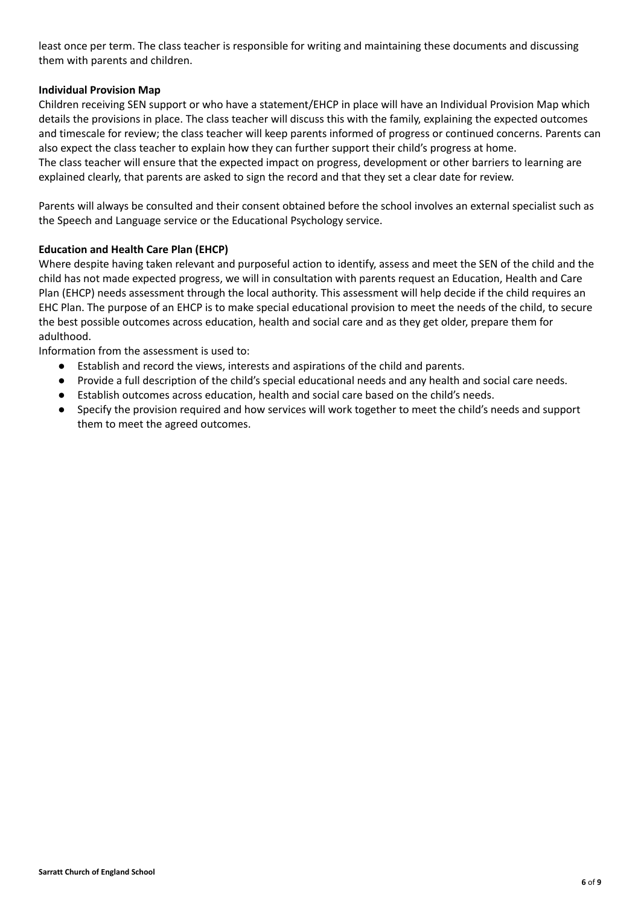least once per term. The class teacher is responsible for writing and maintaining these documents and discussing them with parents and children.

**Individual Provision Map**

Children receiving SEN support or who have a statement/EHCP in place will have an Individual Provision Map which details the provisions in place. The class teacher will discuss this with the family, explaining the expected outcomes and timescale for review; the class teacher will keep parents informed of progress or continued concerns. Parents can also expect the class teacher to explain how they can further support their child's progress at home.
The class teacher will ensure that the expected impact on progress, development or other barriers to learning are explained clearly, that parents are asked to sign the record and that they set a clear date for review.

Parents will always be consulted and their consent obtained before the school involves an external specialist such as the Speech and Language service or the Educational Psychology service.

**Education and Health Care Plan (EHCP)**

Where despite having taken relevant and purposeful action to identify, assess and meet the SEN of the child and the child has not made expected progress, we will in consultation with parents request an Education, Health and Care Plan (EHCP) needs assessment through the local authority. This assessment will help decide if the child requires an EHC Plan. The purpose of an EHCP is to make special educational provision to meet the needs of the child, to secure the best possible outcomes across education, health and social care and as they get older, prepare them for adulthood.
Information from the assessment is used to:

- Establish and record the views, interests and aspirations of the child and parents.
- Provide a full description of the child's special educational needs and any health and social care needs.
- Establish outcomes across education, health and social care based on the child's needs.
- Specify the provision required and how services will work together to meet the child's needs and support them to meet the agreed outcomes.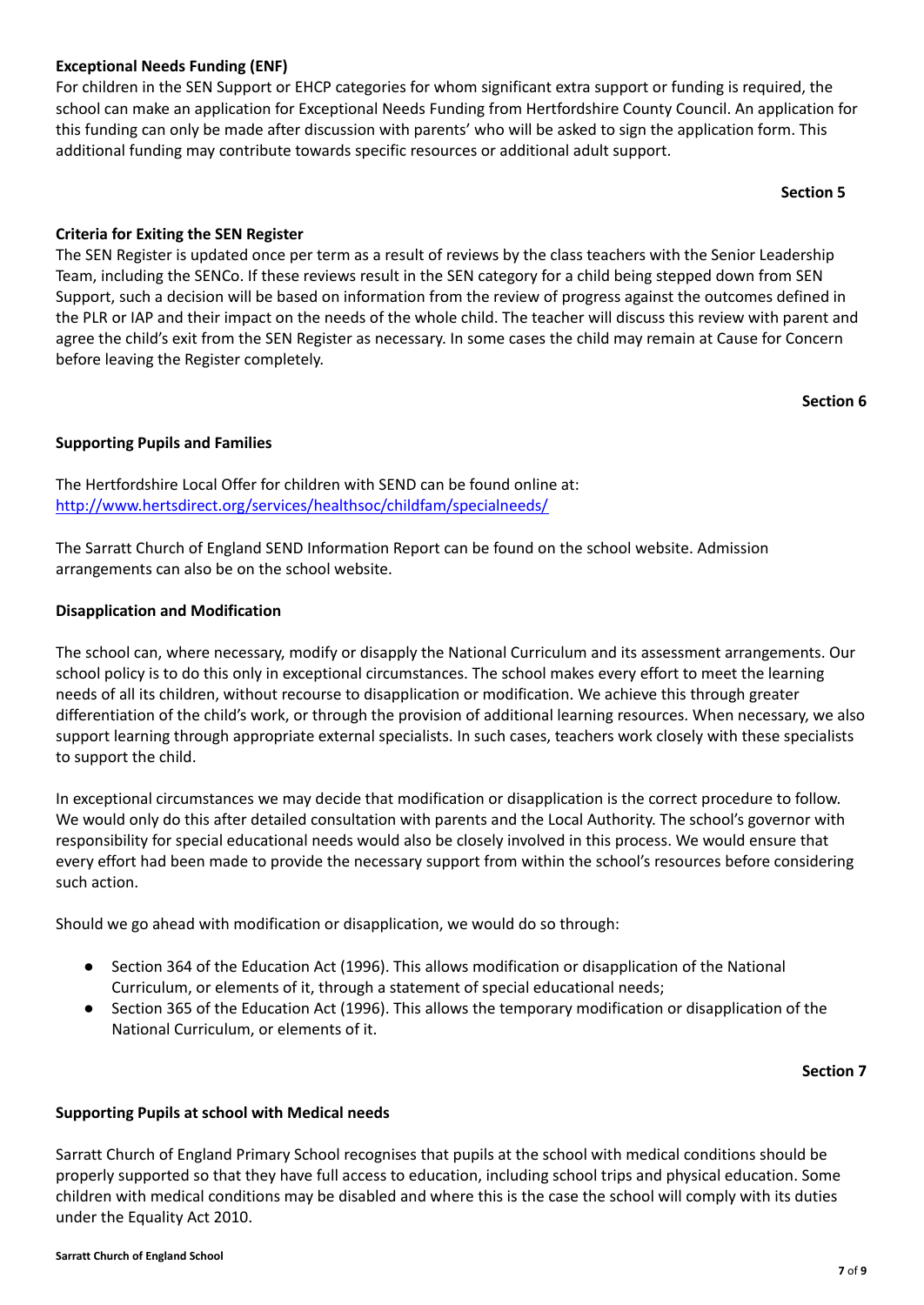**Exceptional Needs Funding (ENF)**

For children in the SEN Support or EHCP categories for whom significant extra support or funding is required, the school can make an application for Exceptional Needs Funding from Hertfordshire County Council. An application for this funding can only be made after discussion with parents' who will be asked to sign the application form. This additional funding may contribute towards specific resources or additional adult support.

**Section 5**

**Criteria for Exiting the SEN Register**

The SEN Register is updated once per term as a result of reviews by the class teachers with the Senior Leadership Team, including the SENCo. If these reviews result in the SEN category for a child being stepped down from SEN Support, such a decision will be based on information from the review of progress against the outcomes defined in the PLR or IAP and their impact on the needs of the whole child. The teacher will discuss this review with parent and agree the child's exit from the SEN Register as necessary. In some cases the child may remain at Cause for Concern before leaving the Register completely.

**Section 6**

**Supporting Pupils and Families**

The Hertfordshire Local Offer for children with SEND can be found online at:
[http://www.hertsdirect.org/services/healthsoc/childfam/specialneeds/](http://www.hertsdirect.org/services/healthsoc/childfam/specialneeds/)

The Sarratt Church of England SEND Information Report can be found on the school website. Admission arrangements can also be on the school website.

**Disapplication and Modification**

The school can, where necessary, modify or disapply the National Curriculum and its assessment arrangements. Our school policy is to do this only in exceptional circumstances. The school makes every effort to meet the learning needs of all its children, without recourse to disapplication or modification. We achieve this through greater differentiation of the child's work, or through the provision of additional learning resources. When necessary, we also support learning through appropriate external specialists. In such cases, teachers work closely with these specialists to support the child.

In exceptional circumstances we may decide that modification or disapplication is the correct procedure to follow. We would only do this after detailed consultation with parents and the Local Authority. The school's governor with responsibility for special educational needs would also be closely involved in this process. We would ensure that every effort had been made to provide the necessary support from within the school's resources before considering such action.

Should we go ahead with modification or disapplication, we would do so through:

- Section 364 of the Education Act (1996). This allows modification or disapplication of the National Curriculum, or elements of it, through a statement of special educational needs;
- Section 365 of the Education Act (1996). This allows the temporary modification or disapplication of the National Curriculum, or elements of it.

**Section 7**

**Supporting Pupils at school with Medical needs**

Sarratt Church of England Primary School recognises that pupils at the school with medical conditions should be properly supported so that they have full access to education, including school trips and physical education. Some children with medical conditions may be disabled and where this is the case the school will comply with its duties under the Equality Act 2010.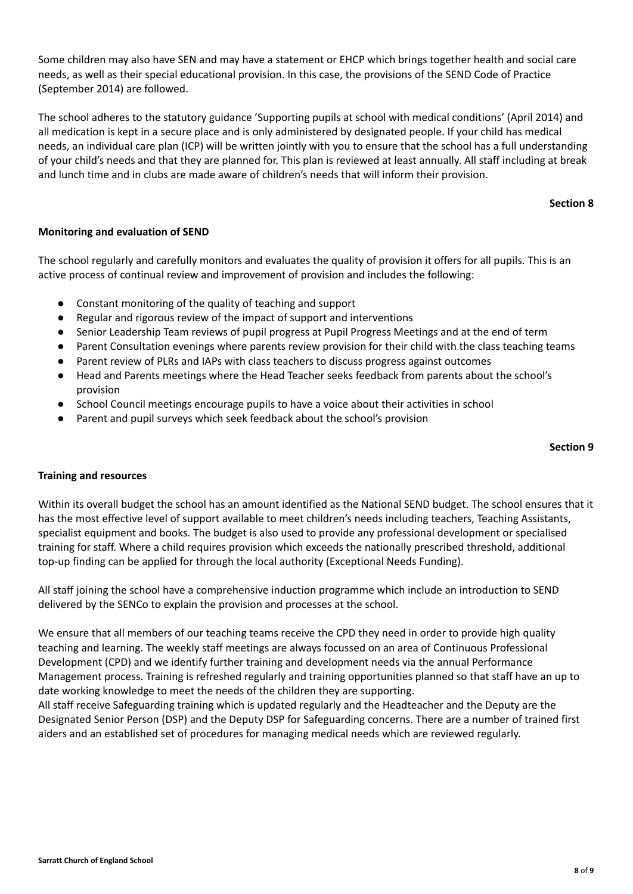Some children may also have SEN and may have a statement or EHCP which brings together health and social care needs, as well as their special educational provision. In this case, the provisions of the SEND Code of Practice (September 2014) are followed.

The school adheres to the statutory guidance 'Supporting pupils at school with medical conditions' (April 2014) and all medication is kept in a secure place and is only administered by designated people. If your child has medical needs, an individual care plan (ICP) will be written jointly with you to ensure that the school has a full understanding of your child's needs and that they are planned for. This plan is reviewed at least annually. All staff including at break and lunch time and in clubs are made aware of children's needs that will inform their provision.

**Section 8**

**Monitoring and evaluation of SEND**

The school regularly and carefully monitors and evaluates the quality of provision it offers for all pupils. This is an active process of continual review and improvement of provision and includes the following:

- Constant monitoring of the quality of teaching and support
- Regular and rigorous review of the impact of support and interventions
- Senior Leadership Team reviews of pupil progress at Pupil Progress Meetings and at the end of term
- Parent Consultation evenings where parents review provision for their child with the class teaching teams
- Parent review of PLRs and IAPs with class teachers to discuss progress against outcomes
- Head and Parents meetings where the Head Teacher seeks feedback from parents about the school's provision
- School Council meetings encourage pupils to have a voice about their activities in school
- Parent and pupil surveys which seek feedback about the school's provision

**Section 9**

**Training and resources**

Within its overall budget the school has an amount identified as the National SEND budget. The school ensures that it has the most effective level of support available to meet children's needs including teachers, Teaching Assistants, specialist equipment and books. The budget is also used to provide any professional development or specialised training for staff. Where a child requires provision which exceeds the nationally prescribed threshold, additional top-up finding can be applied for through the local authority (Exceptional Needs Funding).

All staff joining the school have a comprehensive induction programme which include an introduction to SEND delivered by the SENCo to explain the provision and processes at the school.

We ensure that all members of our teaching teams receive the CPD they need in order to provide high quality teaching and learning. The weekly staff meetings are always focussed on an area of Continuous Professional Development (CPD) and we identify further training and development needs via the annual Performance Management process. Training is refreshed regularly and training opportunities planned so that staff have an up to date working knowledge to meet the needs of the children they are supporting.
All staff receive Safeguarding training which is updated regularly and the Headteacher and the Deputy are the Designated Senior Person (DSP) and the Deputy DSP for Safeguarding concerns. There are a number of trained first aiders and an established set of procedures for managing medical needs which are reviewed regularly.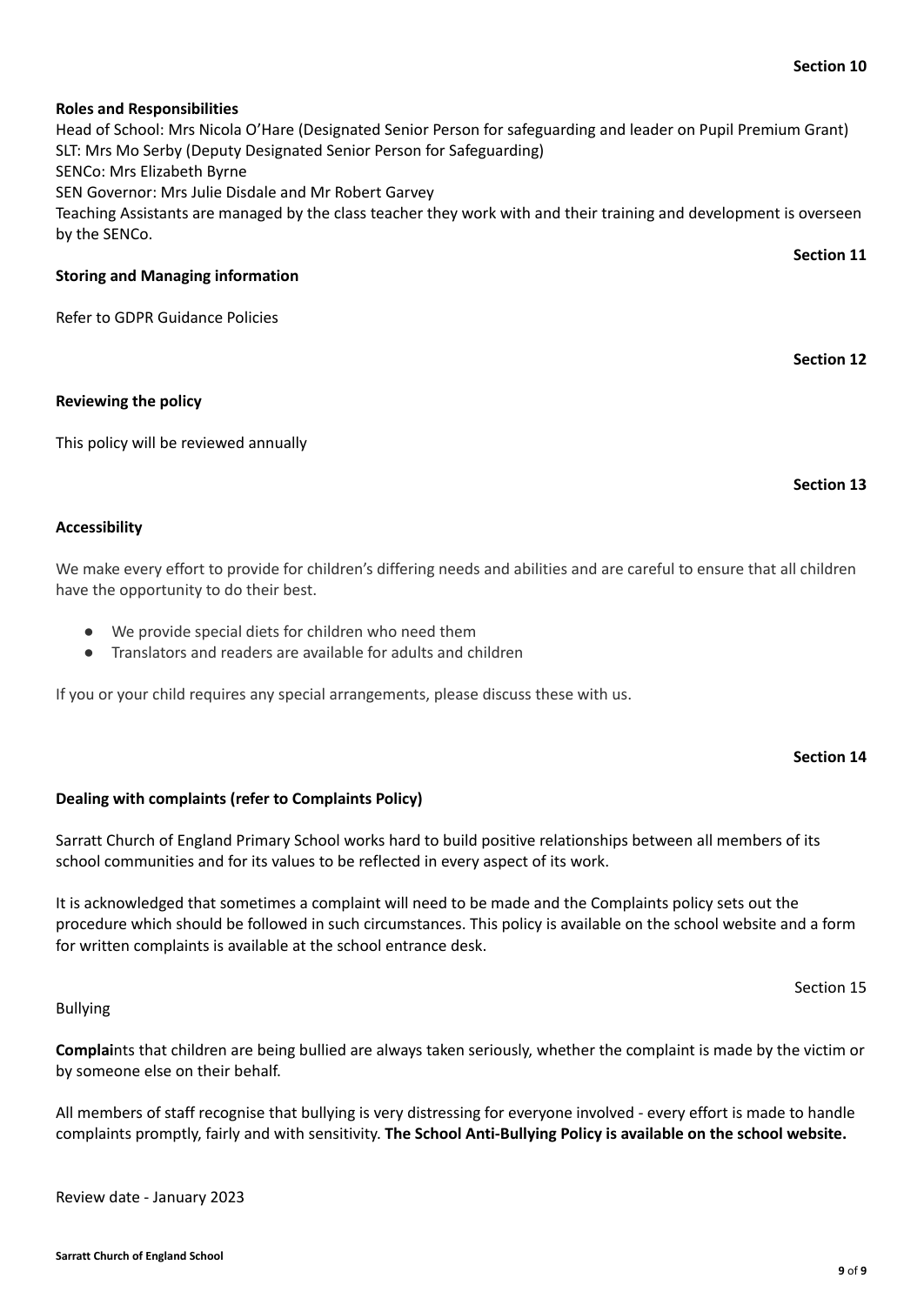**Section 10**

**Roles and Responsibilities**

Head of School: Mrs Nicola O'Hare (Designated Senior Person for safeguarding and leader on Pupil Premium Grant)
SLT: Mrs Mo Serby (Deputy Designated Senior Person for Safeguarding)
SENCo: Mrs Elizabeth Byrne
SEN Governor: Mrs Julie Disdale and Mr Robert Garvey
Teaching Assistants are managed by the class teacher they work with and their training and development is overseen by the SENCo.

**Section 11**

**Storing and Managing information**

Refer to GDPR Guidance Policies

**Section 12**

**Reviewing the policy**

This policy will be reviewed annually

**Section 13**

**Accessibility**

We make every effort to provide for children's differing needs and abilities and are careful to ensure that all children have the opportunity to do their best.

- We provide special diets for children who need them
- Translators and readers are available for adults and children

If you or your child requires any special arrangements, please discuss these with us.

**Section 14**

**Dealing with complaints (refer to Complaints Policy)**

Sarratt Church of England Primary School works hard to build positive relationships between all members of its school communities and for its values to be reflected in every aspect of its work.

It is acknowledged that sometimes a complaint will need to be made and the Complaints policy sets out the procedure which should be followed in such circumstances. This policy is available on the school website and a form for written complaints is available at the school entrance desk.

Section 15

Bullying

**Complai**nts that children are being bullied are always taken seriously, whether the complaint is made by the victim or by someone else on their behalf.

All members of staff recognise that bullying is very distressing for everyone involved - every effort is made to handle complaints promptly, fairly and with sensitivity. **The School Anti-Bullying Policy is available on the school website.**

Review date - January 2023